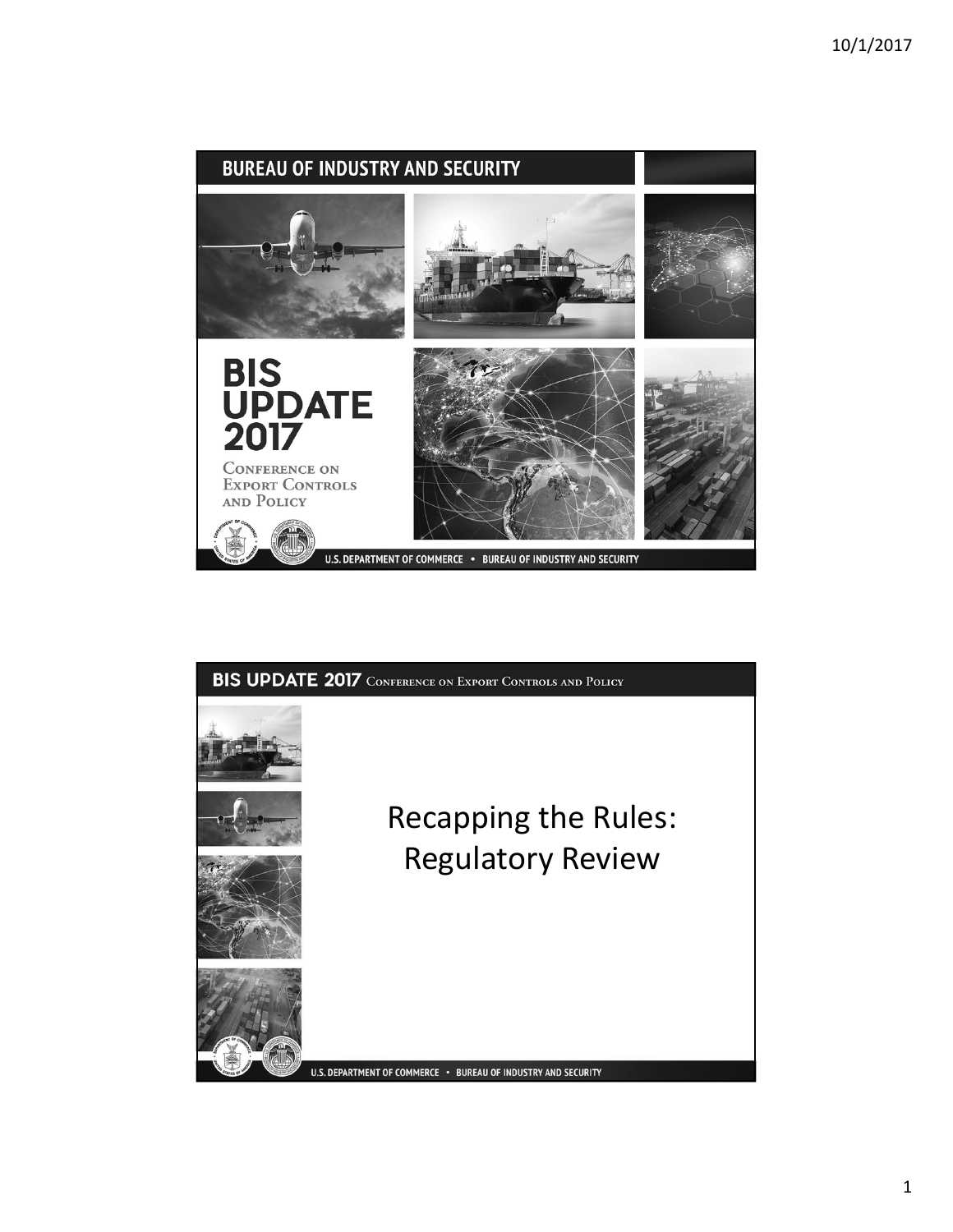## BUREAU OF INDUSTRY AND SECURITY

# BIS UPDATE 2017

CONFERENCE ON EXPORT CONTROLS AND POLICY

U.S. DEPARTMENT OF COMMERCE • BUREAU OF INDUSTRY AND SECURITY

---

**BIS UPDATE 2017** CONFERENCE ON EXPORT CONTROLS AND POLICY

# Recapping the Rules: Regulatory Review

U.S. DEPARTMENT OF COMMERCE • BUREAU OF INDUSTRY AND SECURITY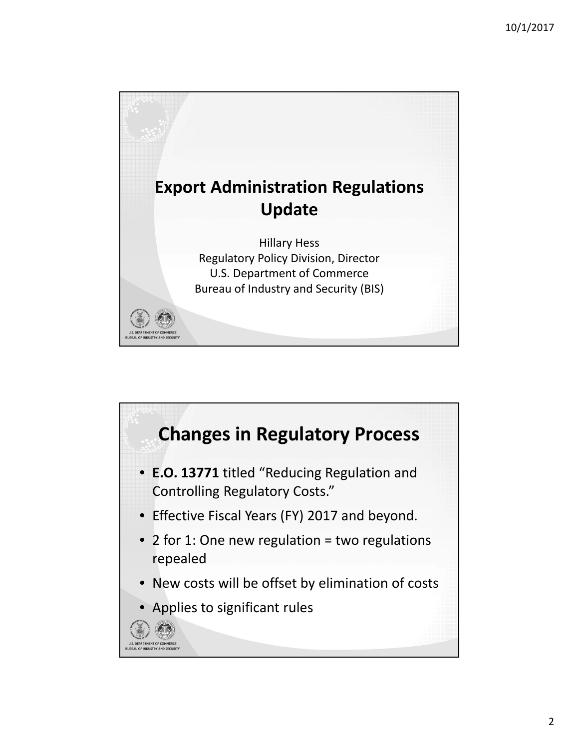# Export Administration Regulations Update

Hillary Hess
Regulatory Policy Division, Director
U.S. Department of Commerce
Bureau of Industry and Security (BIS)

## Changes in Regulatory Process

- **E.O. 13771** titled "Reducing Regulation and Controlling Regulatory Costs."
- Effective Fiscal Years (FY) 2017 and beyond.
- 2 for 1: One new regulation = two regulations repealed
- New costs will be offset by elimination of costs
- Applies to significant rules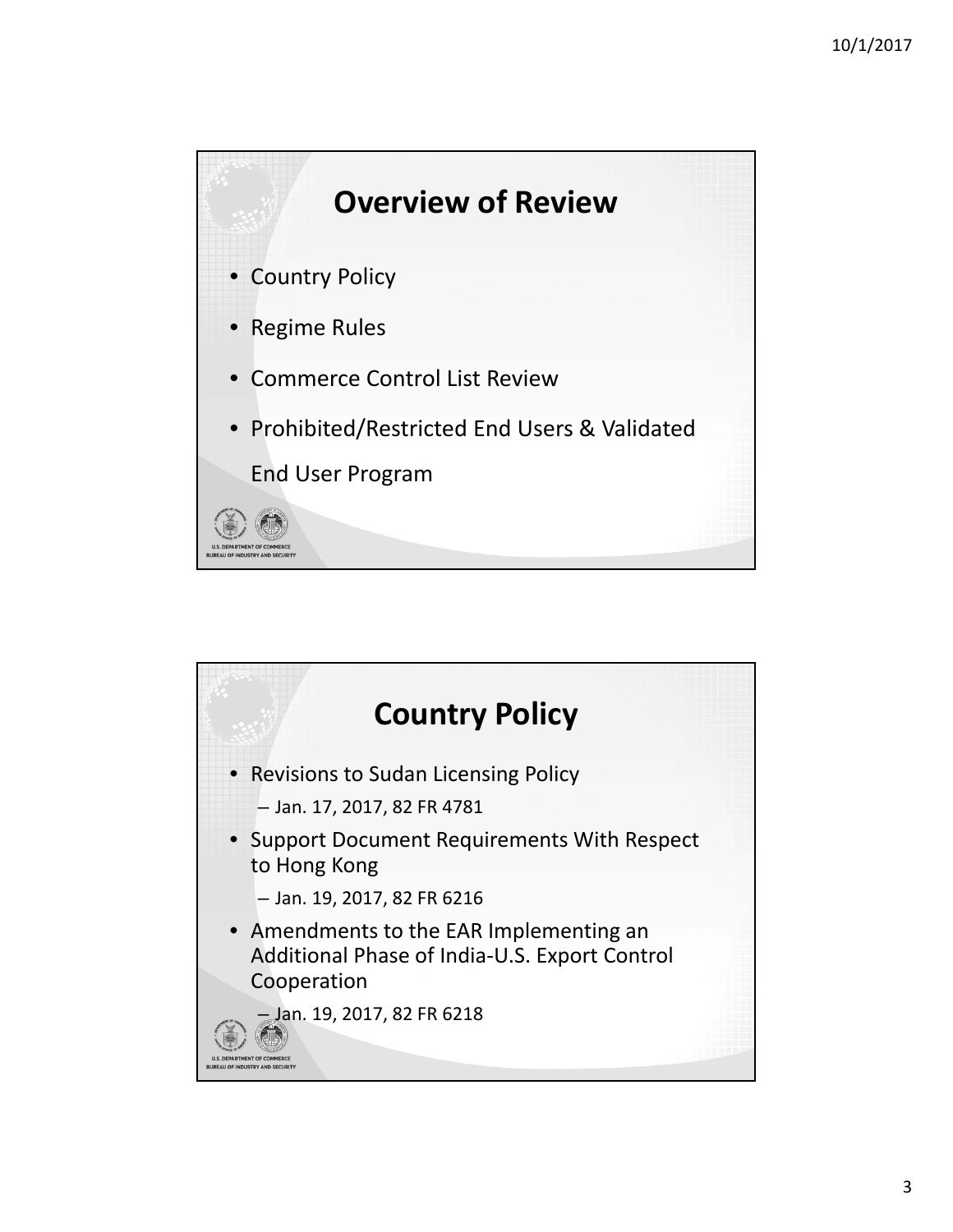## Overview of Review

- Country Policy
- Regime Rules
- Commerce Control List Review
- Prohibited/Restricted End Users & Validated End User Program

## Country Policy

- Revisions to Sudan Licensing Policy
  - Jan. 17, 2017, 82 FR 4781
- Support Document Requirements With Respect to Hong Kong
  - Jan. 19, 2017, 82 FR 6216
- Amendments to the EAR Implementing an Additional Phase of India-U.S. Export Control Cooperation
  - Jan. 19, 2017, 82 FR 6218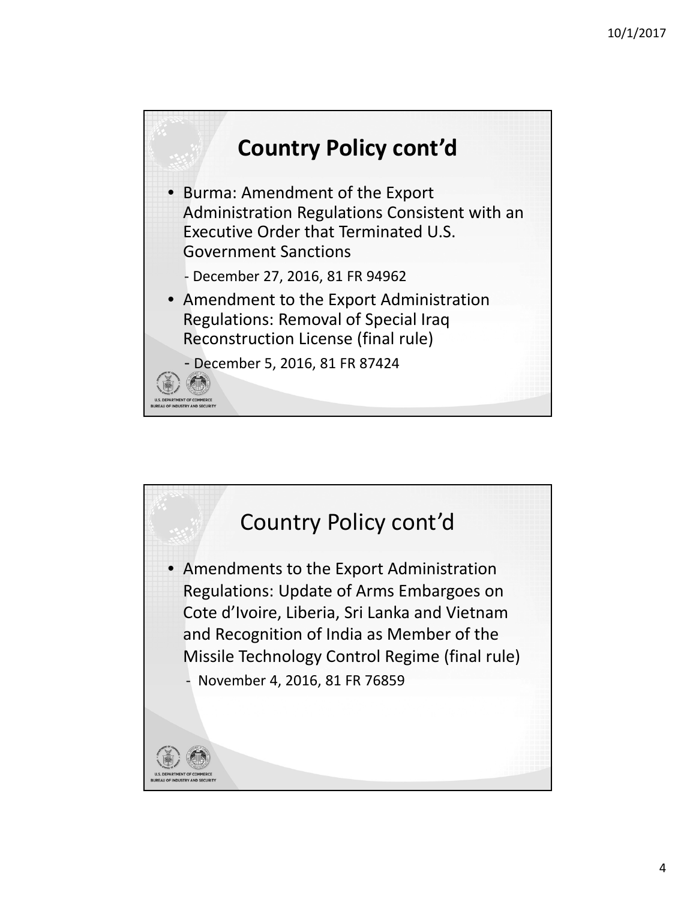## Country Policy cont'd

- Burma: Amendment of the Export Administration Regulations Consistent with an Executive Order that Terminated U.S. Government Sanctions
  - December 27, 2016, 81 FR 94962
- Amendment to the Export Administration Regulations: Removal of Special Iraq Reconstruction License (final rule)
  - December 5, 2016, 81 FR 87424

U.S. DEPARTMENT OF COMMERCE
BUREAU OF INDUSTRY AND SECURITY

## Country Policy cont'd

- Amendments to the Export Administration Regulations: Update of Arms Embargoes on Cote d'Ivoire, Liberia, Sri Lanka and Vietnam and Recognition of India as Member of the Missile Technology Control Regime (final rule)
  - November 4, 2016, 81 FR 76859

U.S. DEPARTMENT OF COMMERCE
BUREAU OF INDUSTRY AND SECURITY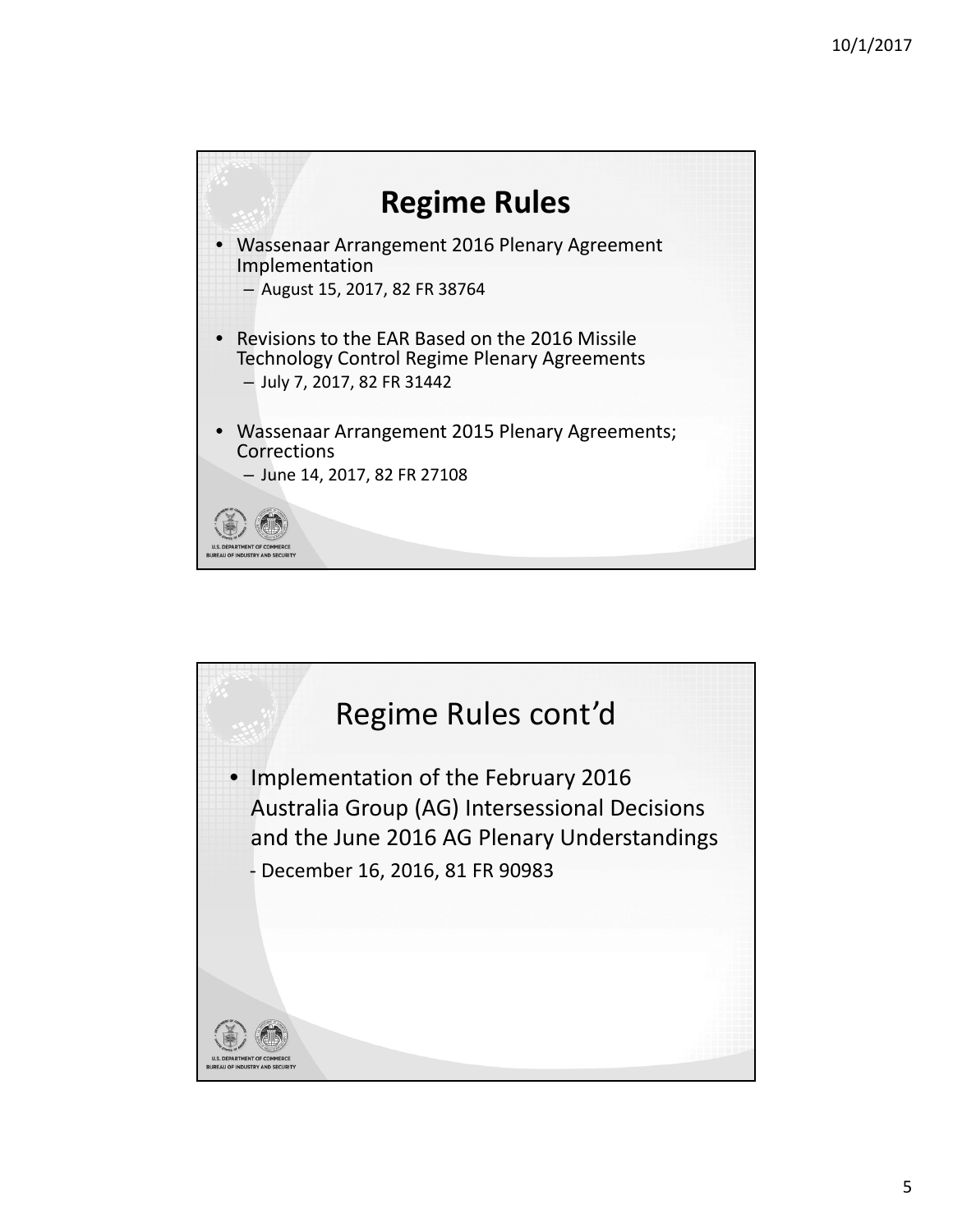## Regime Rules

- Wassenaar Arrangement 2016 Plenary Agreement Implementation
  - August 15, 2017, 82 FR 38764
- Revisions to the EAR Based on the 2016 Missile Technology Control Regime Plenary Agreements
  - July 7, 2017, 82 FR 31442
- Wassenaar Arrangement 2015 Plenary Agreements; Corrections
  - June 14, 2017, 82 FR 27108

U.S. DEPARTMENT OF COMMERCE
BUREAU OF INDUSTRY AND SECURITY

## Regime Rules cont'd

- Implementation of the February 2016 Australia Group (AG) Intersessional Decisions and the June 2016 AG Plenary Understandings
  - December 16, 2016, 81 FR 90983

U.S. DEPARTMENT OF COMMERCE
BUREAU OF INDUSTRY AND SECURITY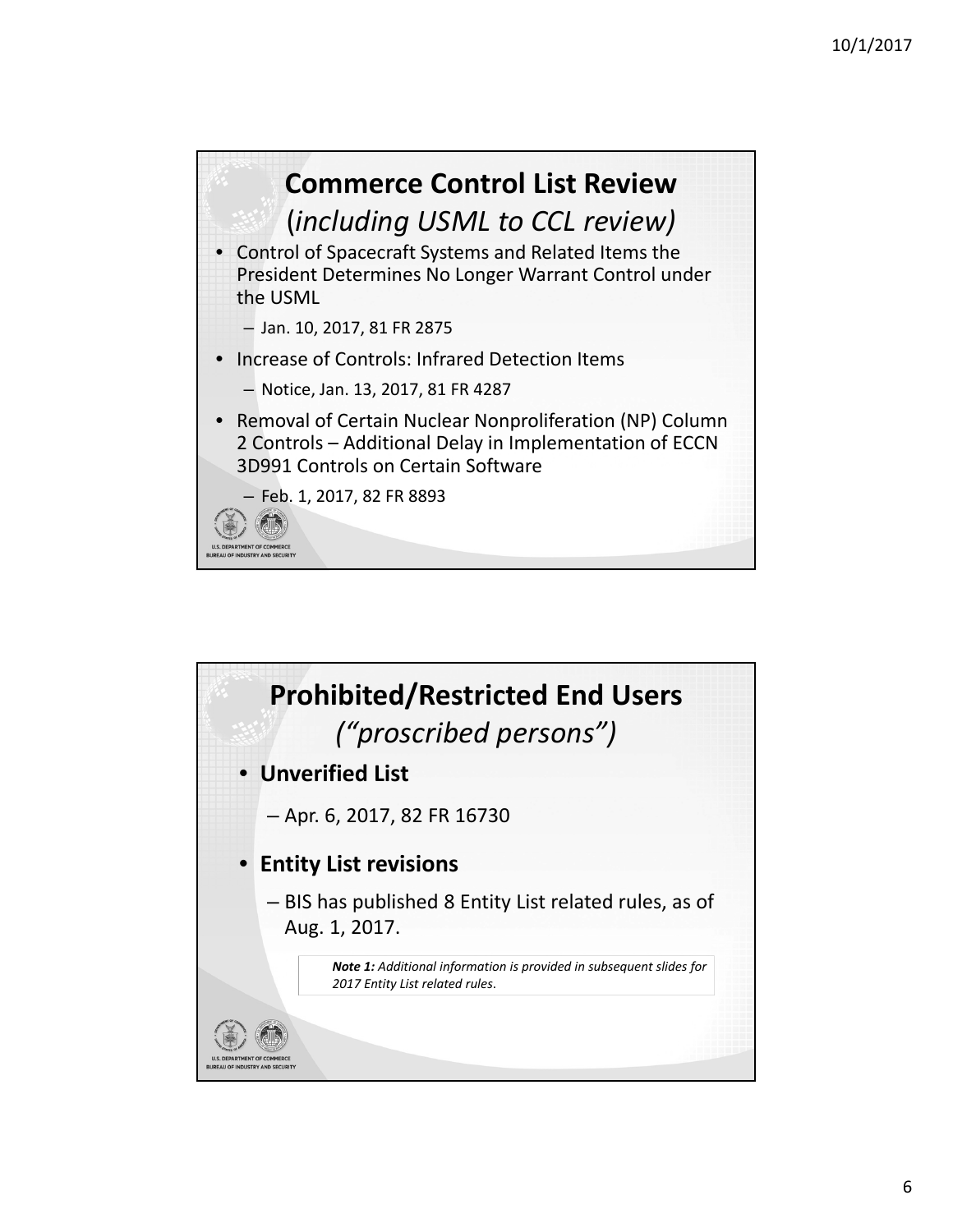## Commerce Control List Review
### (*including USML to CCL review)*

- Control of Spacecraft Systems and Related Items the President Determines No Longer Warrant Control under the USML
  - Jan. 10, 2017, 81 FR 2875
- Increase of Controls: Infrared Detection Items
  - Notice, Jan. 13, 2017, 81 FR 4287
- Removal of Certain Nuclear Nonproliferation (NP) Column 2 Controls – Additional Delay in Implementation of ECCN 3D991 Controls on Certain Software
  - Feb. 1, 2017, 82 FR 8893

U.S. DEPARTMENT OF COMMERCE
BUREAU OF INDUSTRY AND SECURITY

## Prohibited/Restricted End Users
### *("proscribed persons")*

- **Unverified List**
  - Apr. 6, 2017, 82 FR 16730
- **Entity List revisions**
  - BIS has published 8 Entity List related rules, as of Aug. 1, 2017.

***Note 1:*** *Additional information is provided in subsequent slides for 2017 Entity List related rules*.

U.S. DEPARTMENT OF COMMERCE
BUREAU OF INDUSTRY AND SECURITY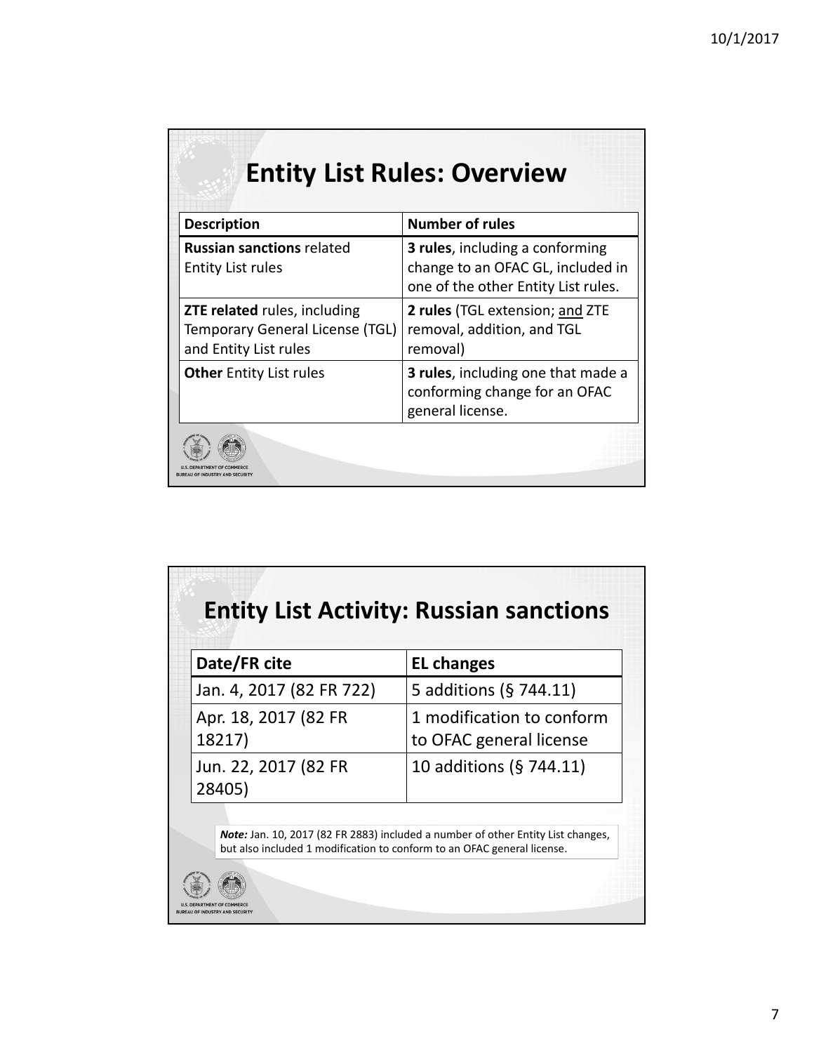## Entity List Rules: Overview

| Description | Number of rules |
|---|---|
| **Russian sanctions** related Entity List rules | **3 rules**, including a conforming change to an OFAC GL, included in one of the other Entity List rules. |
| **ZTE related** rules, including Temporary General License (TGL) and Entity List rules | **2 rules** (TGL extension; and ZTE removal, addition, and TGL removal) |
| **Other** Entity List rules | **3 rules**, including one that made a conforming change for an OFAC general license. |

## Entity List Activity: Russian sanctions

| Date/FR cite | EL changes |
|---|---|
| Jan. 4, 2017 (82 FR 722) | 5 additions (§ 744.11) |
| Apr. 18, 2017 (82 FR 18217) | 1 modification to conform to OFAC general license |
| Jun. 22, 2017 (82 FR 28405) | 10 additions (§ 744.11) |

***Note:*** Jan. 10, 2017 (82 FR 2883) included a number of other Entity List changes, but also included 1 modification to conform to an OFAC general license.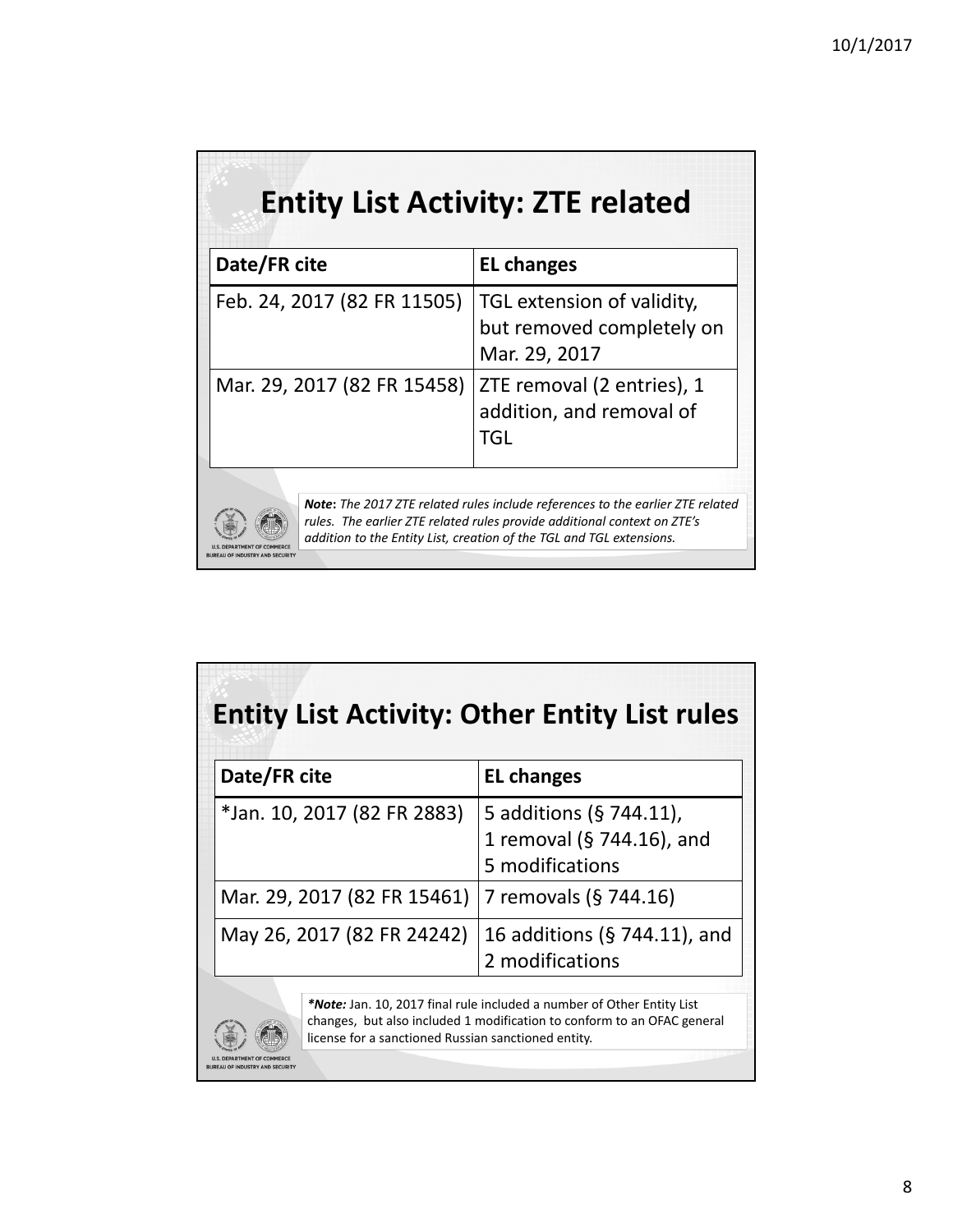## Entity List Activity: ZTE related

| Date/FR cite | EL changes |
| --- | --- |
| Feb. 24, 2017 (82 FR 11505) | TGL extension of validity, but removed completely on Mar. 29, 2017 |
| Mar. 29, 2017 (82 FR 15458) | ZTE removal (2 entries), 1 addition, and removal of TGL |

***Note*:** *The 2017 ZTE related rules include references to the earlier ZTE related rules. The earlier ZTE related rules provide additional context on ZTE's addition to the Entity List, creation of the TGL and TGL extensions.*

## Entity List Activity: Other Entity List rules

| Date/FR cite | EL changes |
| --- | --- |
| *Jan. 10, 2017 (82 FR 2883) | 5 additions (§ 744.11), 1 removal (§ 744.16), and 5 modifications |
| Mar. 29, 2017 (82 FR 15461) | 7 removals (§ 744.16) |
| May 26, 2017 (82 FR 24242) | 16 additions (§ 744.11), and 2 modifications |

***Note:*** Jan. 10, 2017 final rule included a number of Other Entity List changes, but also included 1 modification to conform to an OFAC general license for a sanctioned Russian sanctioned entity.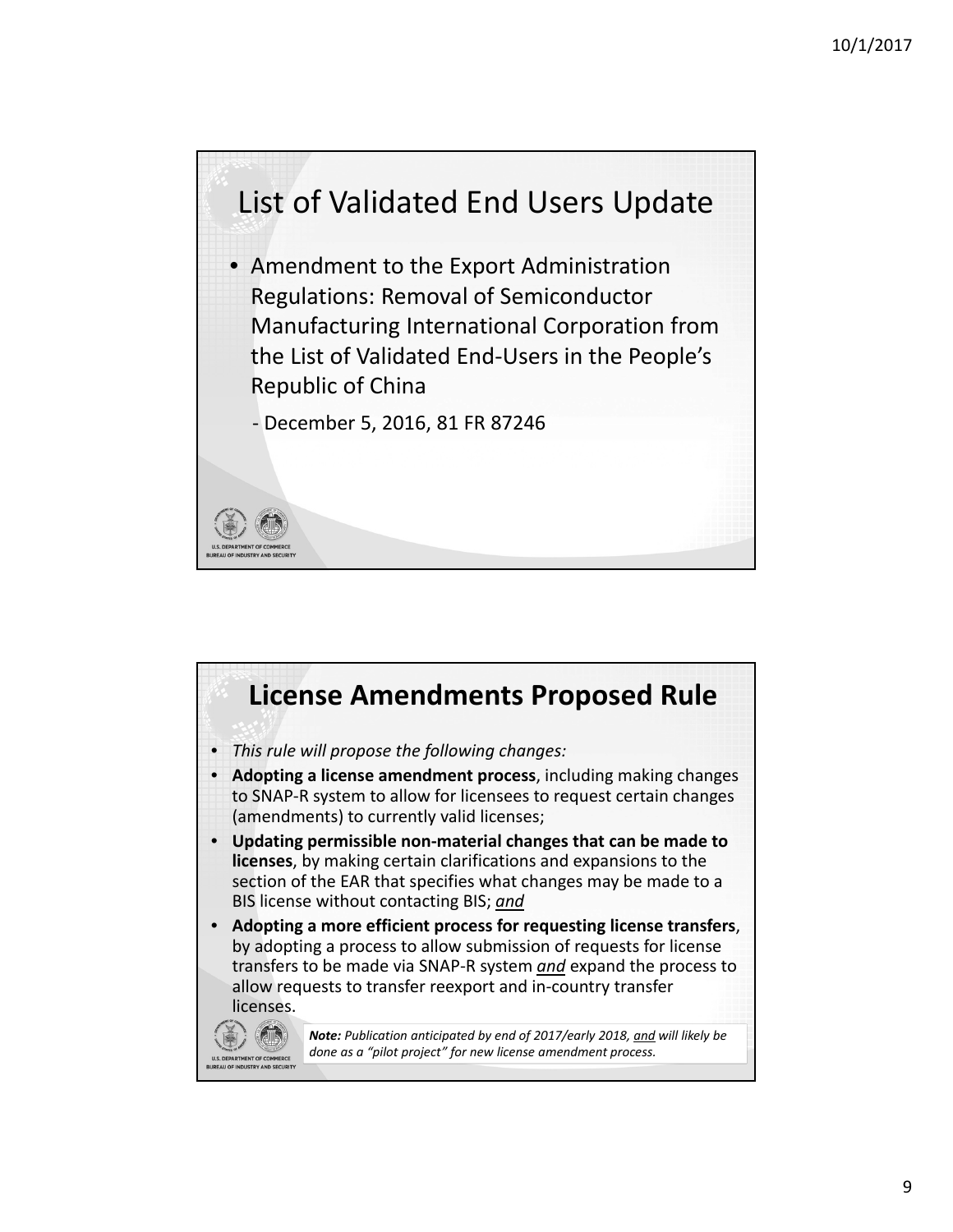## List of Validated End Users Update

- Amendment to the Export Administration Regulations: Removal of Semiconductor Manufacturing International Corporation from the List of Validated End-Users in the People's Republic of China
  - December 5, 2016, 81 FR 87246

U.S. DEPARTMENT OF COMMERCE
BUREAU OF INDUSTRY AND SECURITY

## License Amendments Proposed Rule

- *This rule will propose the following changes:*
- **Adopting a license amendment process**, including making changes to SNAP-R system to allow for licensees to request certain changes (amendments) to currently valid licenses;
- **Updating permissible non-material changes that can be made to licenses**, by making certain clarifications and expansions to the section of the EAR that specifies what changes may be made to a BIS license without contacting BIS; *and*
- **Adopting a more efficient process for requesting license transfers**, by adopting a process to allow submission of requests for license transfers to be made via SNAP-R system *and* expand the process to allow requests to transfer reexport and in-country transfer licenses.

***Note:*** *Publication anticipated by end of 2017/early 2018, and will likely be done as a "pilot project" for new license amendment process.*

U.S. DEPARTMENT OF COMMERCE
BUREAU OF INDUSTRY AND SECURITY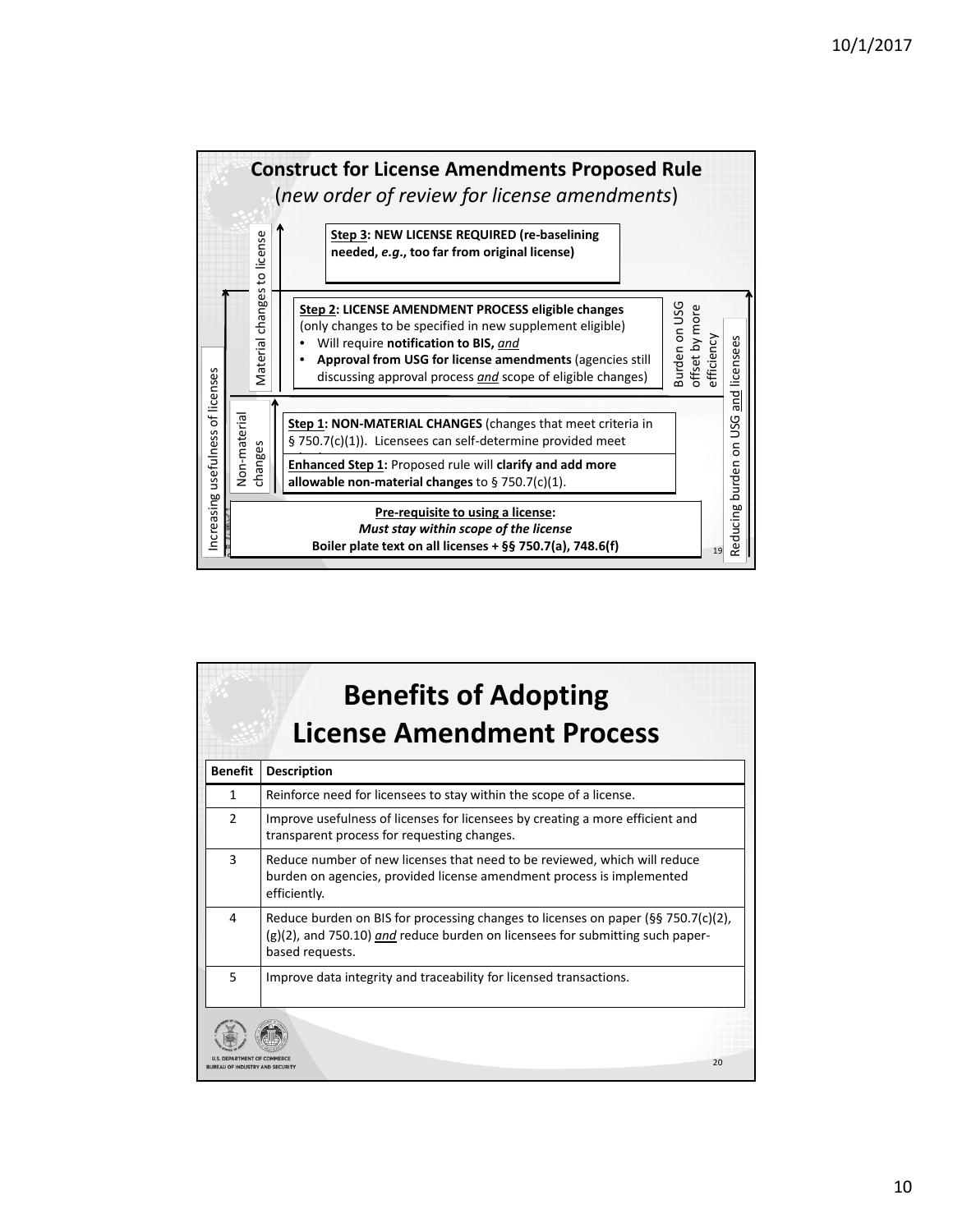## Construct for License Amendments Proposed Rule

(*new order of review for license amendments*)

**Step 3: NEW LICENSE REQUIRED (re-baselining needed, *e.g.*, too far from original license)**

**Step 2: LICENSE AMENDMENT PROCESS eligible changes** (only changes to be specified in new supplement eligible)

- Will require **notification to BIS,** ***and***
- **Approval from USG for license amendments** (agencies still discussing approval process *and* scope of eligible changes)

Burden on USG offset by more efficiency

**Step 1: NON-MATERIAL CHANGES** (changes that meet criteria in § 750.7(c)(1)). Licensees can self-determine provided meet

**Enhanced Step 1:** Proposed rule will **clarify and add more allowable non-material changes** to § 750.7(c)(1).

**Pre-requisite to using a license:**
***Must stay within scope of the license***
**Boiler plate text on all licenses + §§ 750.7(a), 748.6(f)**

Material changes to license

Non-material changes

Increasing usefulness of licenses

Reducing burden on USG and licensees

## Benefits of Adopting License Amendment Process

| Benefit | Description |
|---|---|
| 1 | Reinforce need for licensees to stay within the scope of a license. |
| 2 | Improve usefulness of licenses for licensees by creating a more efficient and transparent process for requesting changes. |
| 3 | Reduce number of new licenses that need to be reviewed, which will reduce burden on agencies, provided license amendment process is implemented efficiently. |
| 4 | Reduce burden on BIS for processing changes to licenses on paper (§§ 750.7(c)(2), (g)(2), and 750.10) *and* reduce burden on licensees for submitting such paper-based requests. |
| 5 | Improve data integrity and traceability for licensed transactions. |

U.S. DEPARTMENT OF COMMERCE
BUREAU OF INDUSTRY AND SECURITY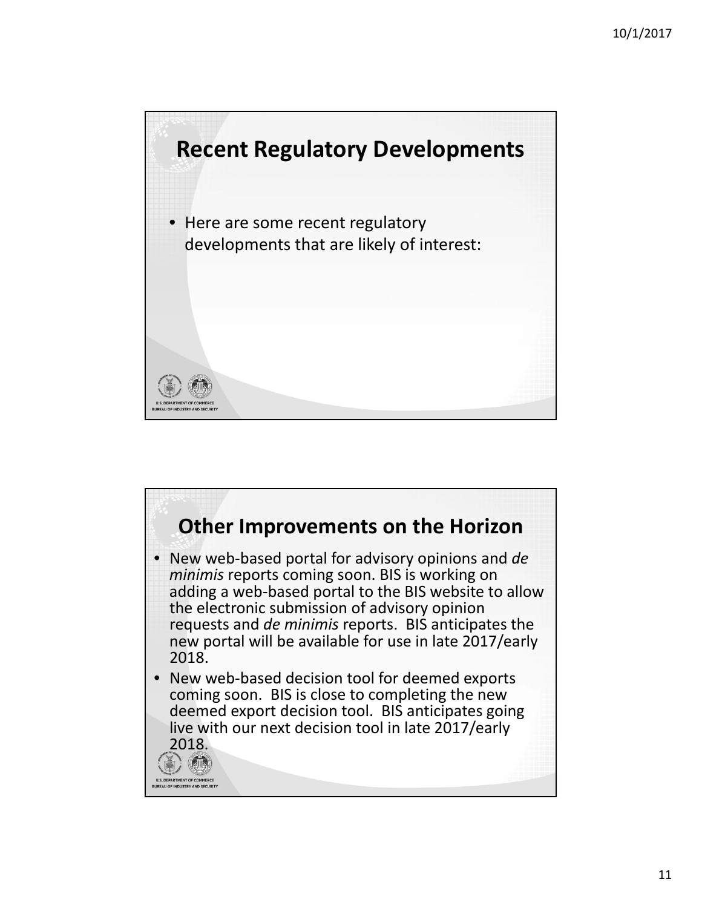## Recent Regulatory Developments

- Here are some recent regulatory developments that are likely of interest:

## Other Improvements on the Horizon

- New web-based portal for advisory opinions and *de minimis* reports coming soon. BIS is working on adding a web-based portal to the BIS website to allow the electronic submission of advisory opinion requests and *de minimis* reports. BIS anticipates the new portal will be available for use in late 2017/early 2018.
- New web-based decision tool for deemed exports coming soon. BIS is close to completing the new deemed export decision tool. BIS anticipates going live with our next decision tool in late 2017/early 2018.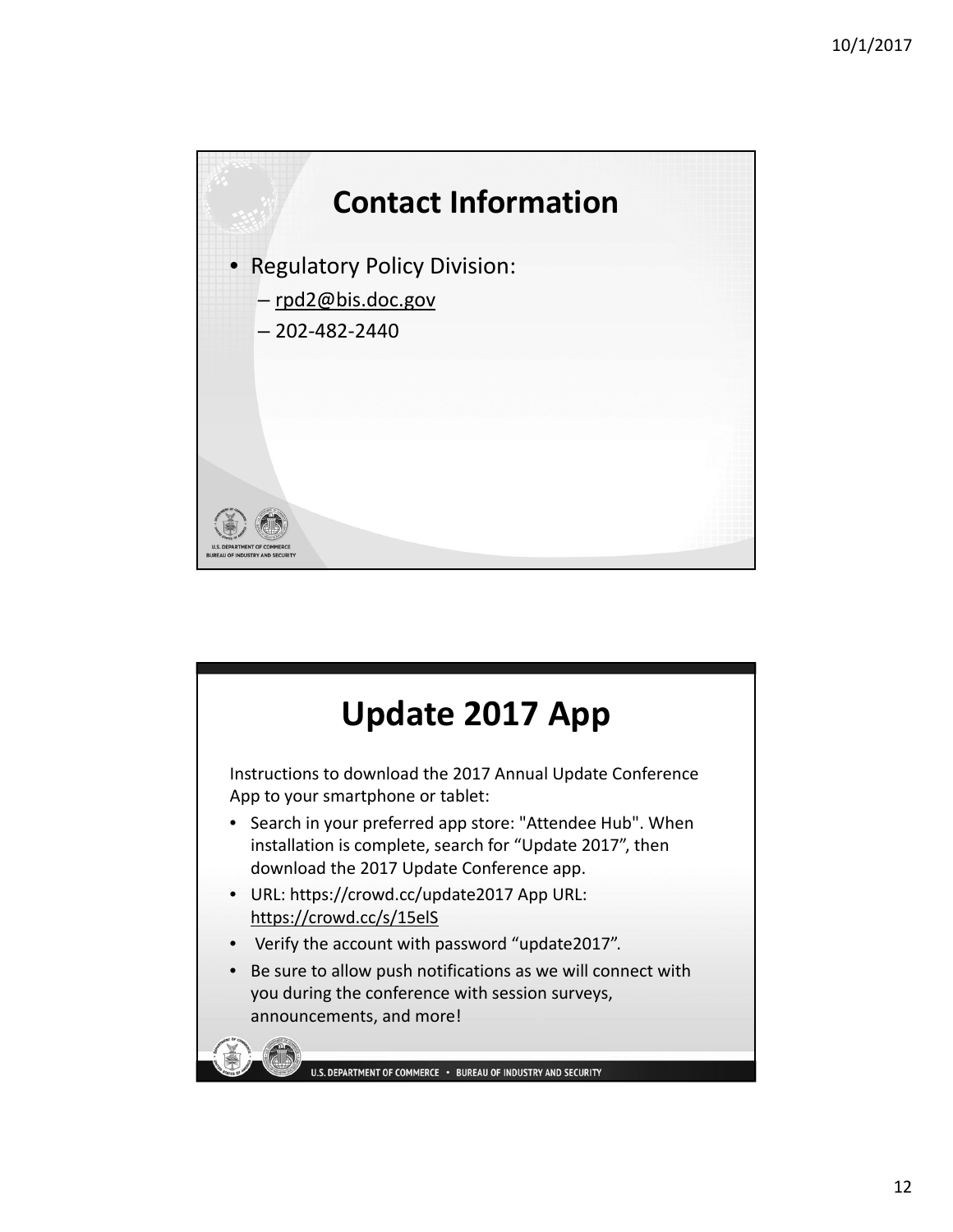## Contact Information

- Regulatory Policy Division:
  - rpd2@bis.doc.gov
  - 202-482-2440

U.S. DEPARTMENT OF COMMERCE
BUREAU OF INDUSTRY AND SECURITY

## Update 2017 App

Instructions to download the 2017 Annual Update Conference App to your smartphone or tablet:

- Search in your preferred app store: "Attendee Hub". When installation is complete, search for “Update 2017”, then download the 2017 Update Conference app.
- URL: https://crowd.cc/update2017 App URL: https://crowd.cc/s/15elS
- Verify the account with password “update2017”.
- Be sure to allow push notifications as we will connect with you during the conference with session surveys, announcements, and more!

U.S. DEPARTMENT OF COMMERCE • BUREAU OF INDUSTRY AND SECURITY